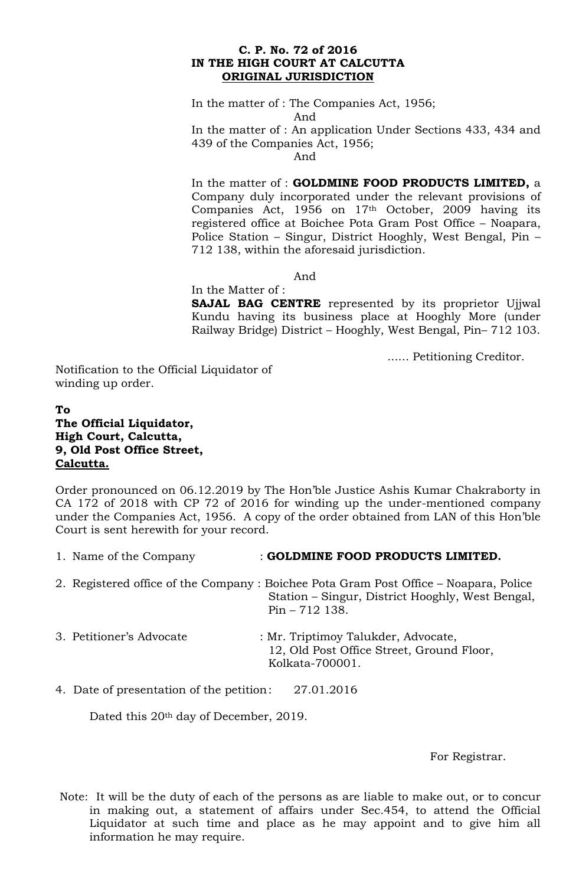**C. P. No. 72 of 2016**
**IN THE HIGH COURT AT CALCUTTA**
**ORIGINAL JURISDICTION**

In the matter of : The Companies Act, 1956;

And

In the matter of : An application Under Sections 433, 434 and 439 of the Companies Act, 1956;

And

In the matter of : **GOLDMINE FOOD PRODUCTS LIMITED,** a Company duly incorporated under the relevant provisions of Companies Act, 1956 on 17th October, 2009 having its registered office at Boichee Pota Gram Post Office – Noapara, Police Station – Singur, District Hooghly, West Bengal, Pin – 712 138, within the aforesaid jurisdiction.

And

In the Matter of :
**SAJAL BAG CENTRE** represented by its proprietor Ujjwal Kundu having its business place at Hooghly More (under Railway Bridge) District – Hooghly, West Bengal, Pin– 712 103.

...... Petitioning Creditor.

Notification to the Official Liquidator of winding up order.

**To**
**The Official Liquidator,**
**High Court, Calcutta,**
**9, Old Post Office Street,**
**Calcutta.**

Order pronounced on 06.12.2019 by The Hon'ble Justice Ashis Kumar Chakraborty in CA 172 of 2018 with CP 72 of 2016 for winding up the under-mentioned company under the Companies Act, 1956. A copy of the order obtained from LAN of this Hon'ble Court is sent herewith for your record.

1. Name of the Company : **GOLDMINE FOOD PRODUCTS LIMITED.**

2. Registered office of the Company : Boichee Pota Gram Post Office – Noapara, Police Station – Singur, District Hooghly, West Bengal, Pin – 712 138.

3. Petitioner's Advocate : Mr. Triptimoy Talukder, Advocate, 12, Old Post Office Street, Ground Floor, Kolkata-700001.

4. Date of presentation of the petition: 27.01.2016

Dated this 20th day of December, 2019.

For Registrar.

Note: It will be the duty of each of the persons as are liable to make out, or to concur in making out, a statement of affairs under Sec.454, to attend the Official Liquidator at such time and place as he may appoint and to give him all information he may require.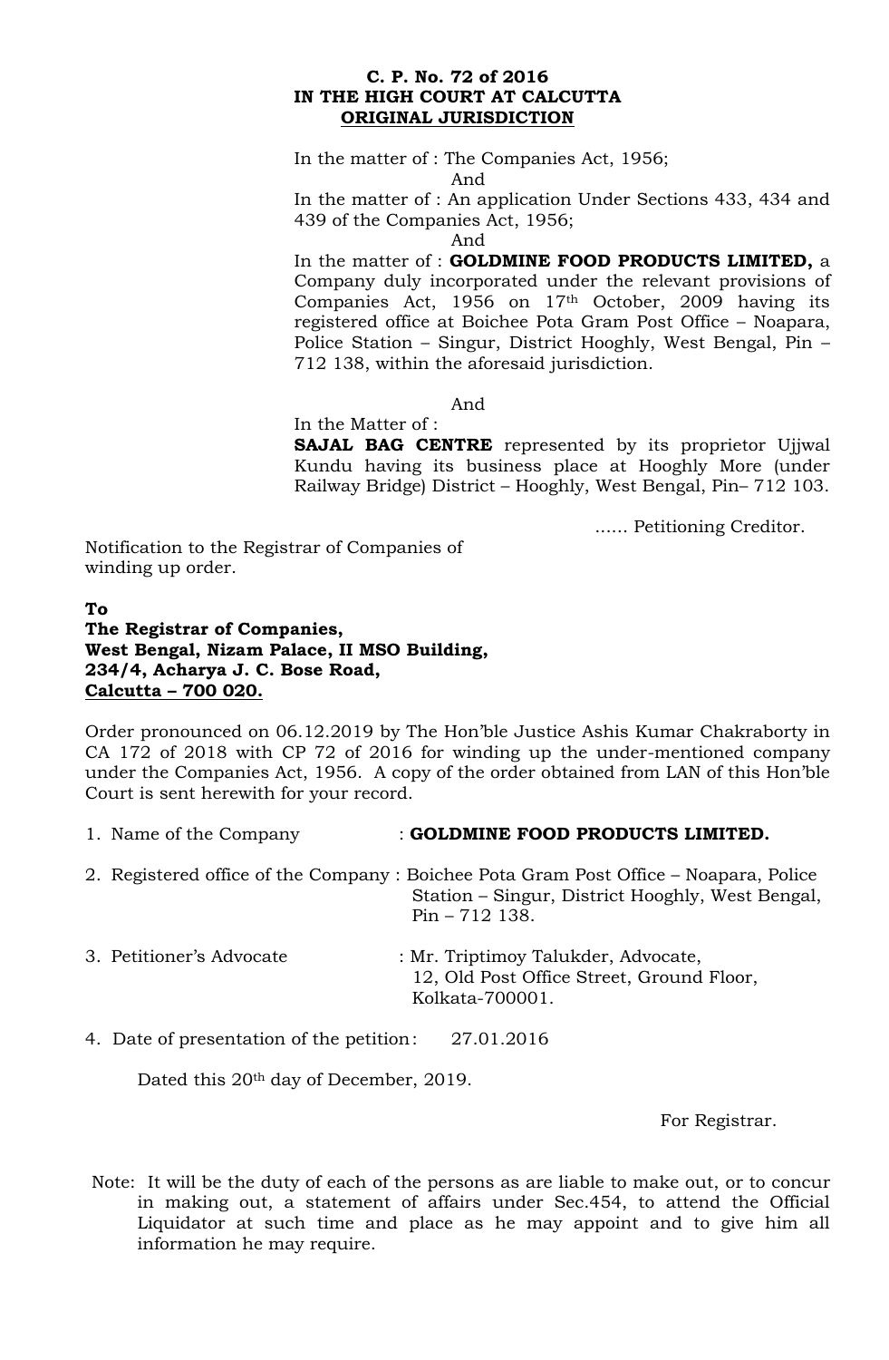**C. P. No. 72 of 2016**
**IN THE HIGH COURT AT CALCUTTA**
**ORIGINAL JURISDICTION**

In the matter of : The Companies Act, 1956;

And

In the matter of : An application Under Sections 433, 434 and 439 of the Companies Act, 1956;

And

In the matter of : **GOLDMINE FOOD PRODUCTS LIMITED,** a Company duly incorporated under the relevant provisions of Companies Act, 1956 on 17th October, 2009 having its registered office at Boichee Pota Gram Post Office – Noapara, Police Station – Singur, District Hooghly, West Bengal, Pin – 712 138, within the aforesaid jurisdiction.

And

In the Matter of :

**SAJAL BAG CENTRE** represented by its proprietor Ujjwal Kundu having its business place at Hooghly More (under Railway Bridge) District – Hooghly, West Bengal, Pin– 712 103.

...... Petitioning Creditor.

Notification to the Registrar of Companies of winding up order.

**To**
**The Registrar of Companies,**
**West Bengal, Nizam Palace, II MSO Building,**
**234/4, Acharya J. C. Bose Road,**
**Calcutta – 700 020.**

Order pronounced on 06.12.2019 by The Hon'ble Justice Ashis Kumar Chakraborty in CA 172 of 2018 with CP 72 of 2016 for winding up the under-mentioned company under the Companies Act, 1956. A copy of the order obtained from LAN of this Hon'ble Court is sent herewith for your record.

1. Name of the Company : **GOLDMINE FOOD PRODUCTS LIMITED.**
2. Registered office of the Company : Boichee Pota Gram Post Office – Noapara, Police Station – Singur, District Hooghly, West Bengal, Pin – 712 138.
3. Petitioner's Advocate : Mr. Triptimoy Talukder, Advocate, 12, Old Post Office Street, Ground Floor, Kolkata-700001.
4. Date of presentation of the petition : 27.01.2016

Dated this 20th day of December, 2019.

For Registrar.

Note: It will be the duty of each of the persons as are liable to make out, or to concur in making out, a statement of affairs under Sec.454, to attend the Official Liquidator at such time and place as he may appoint and to give him all information he may require.